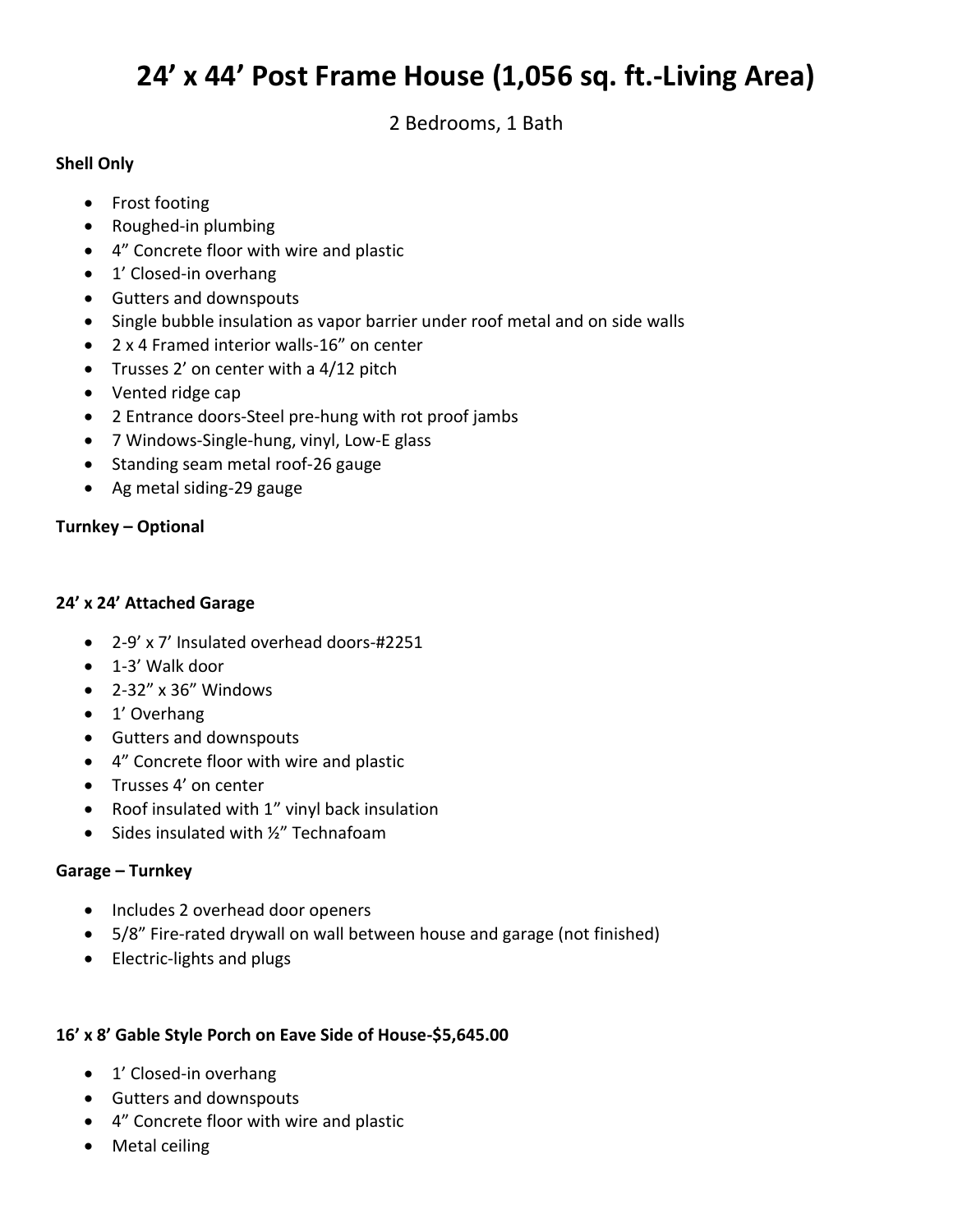# 24' x 44' Post Frame House (1,056 sq. ft.-Living Area)

2 Bedrooms, 1 Bath

**Shell Only**

- Frost footing
- Roughed-in plumbing
- 4" Concrete floor with wire and plastic
- 1' Closed-in overhang
- Gutters and downspouts
- Single bubble insulation as vapor barrier under roof metal and on side walls
- 2 x 4 Framed interior walls-16" on center
- Trusses 2' on center with a 4/12 pitch
- Vented ridge cap
- 2 Entrance doors-Steel pre-hung with rot proof jambs
- 7 Windows-Single-hung, vinyl, Low-E glass
- Standing seam metal roof-26 gauge
- Ag metal siding-29 gauge

**Turnkey – Optional**

**24' x 24' Attached Garage**

- 2-9' x 7' Insulated overhead doors-#2251
- 1-3' Walk door
- 2-32" x 36" Windows
- 1' Overhang
- Gutters and downspouts
- 4" Concrete floor with wire and plastic
- Trusses 4' on center
- Roof insulated with 1" vinyl back insulation
- Sides insulated with ½" Technafoam

**Garage – Turnkey**

- Includes 2 overhead door openers
- 5/8" Fire-rated drywall on wall between house and garage (not finished)
- Electric-lights and plugs

**16' x 8' Gable Style Porch on Eave Side of House-$5,645.00**

- 1' Closed-in overhang
- Gutters and downspouts
- 4" Concrete floor with wire and plastic
- Metal ceiling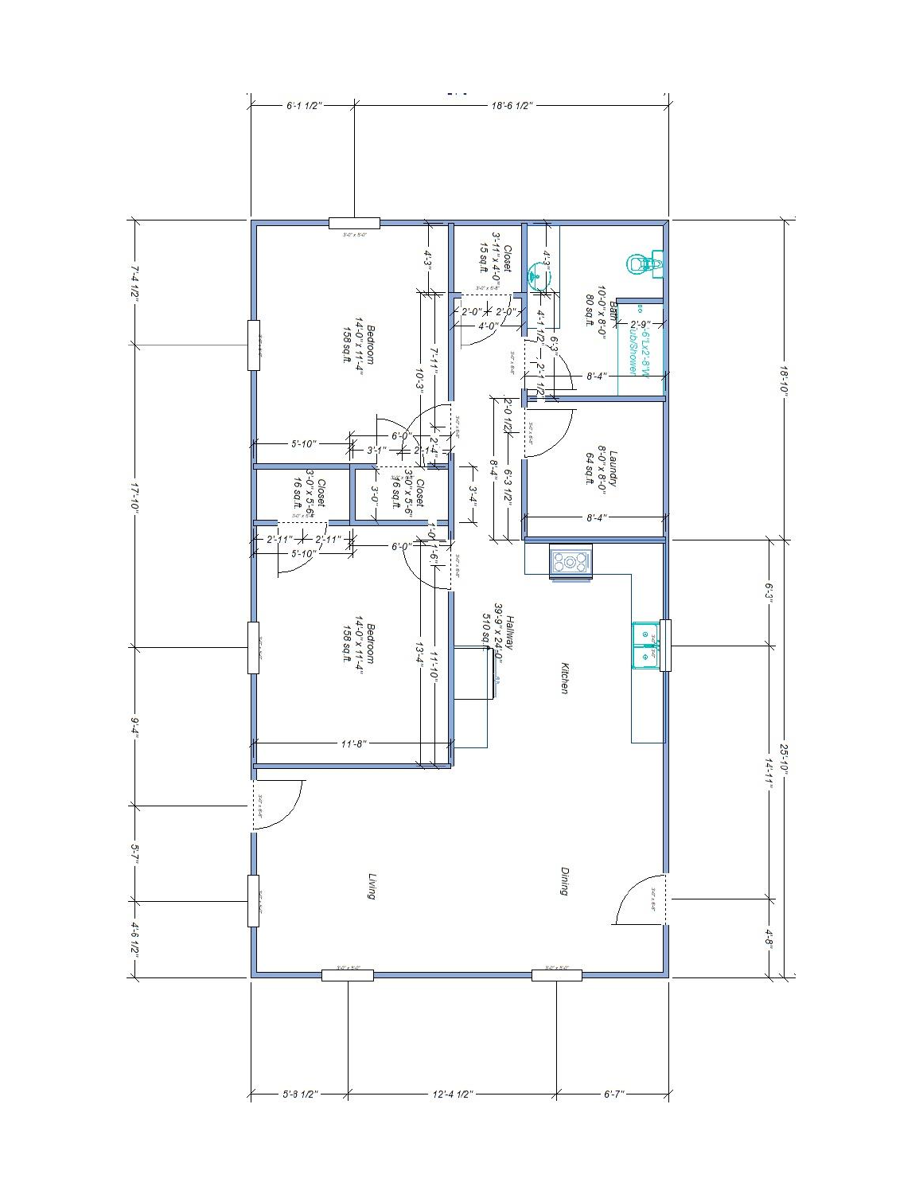6'-1 1/2"

18'-6 1/2"

7'-4 1/2"

17'-10"

9'-4"

5'-7"

4'-6 1/2"

18'-10"

25'-10"

6'-3"

14'-11"

4'-8"

Closet
3'-11" x 4'-0"
15 sq.ft.

Bath
10'-0" x 8'-0"
80 sq.ft.

6'L x 2'-8"W
Tub/Shower

Bedroom
14'-0" x 11'-4"
158 sq.ft.

Closet
3'-0" x 5'-6"
16 sq.ft.

Closet
3'-0" x 5'-6"
16 sq.ft.

Laundry
8'-0" x 8'-0"
64 sq.ft.

Bedroom
14'-0" x 11'-4"
158 sq.ft.

Hallway
39'-9" x 24'-0"
510 sq.ft.

Kitchen

Living

Dining

4'-3"

2'-0"

2'-0"

4'-0"

4'-3"

4'-1 1/2"

6'-3"

2'-1 1/2"

2'-9"

8'-4"

7'-11"

10'-3"

2'-0 1/2"

6'-0"

2'-4"

5'-10"

3'-1"

2'-1"

8'-4"

6'-3 1/2"

3'-4"

3'-0"

8'-4"

2'-11"

2'-11"

5'-10"

6'-0"

1'-0"

1'-6"

13'-4"

11'-10"

11'-8"

5'-8 1/2"

12'-4 1/2"

6'-7"